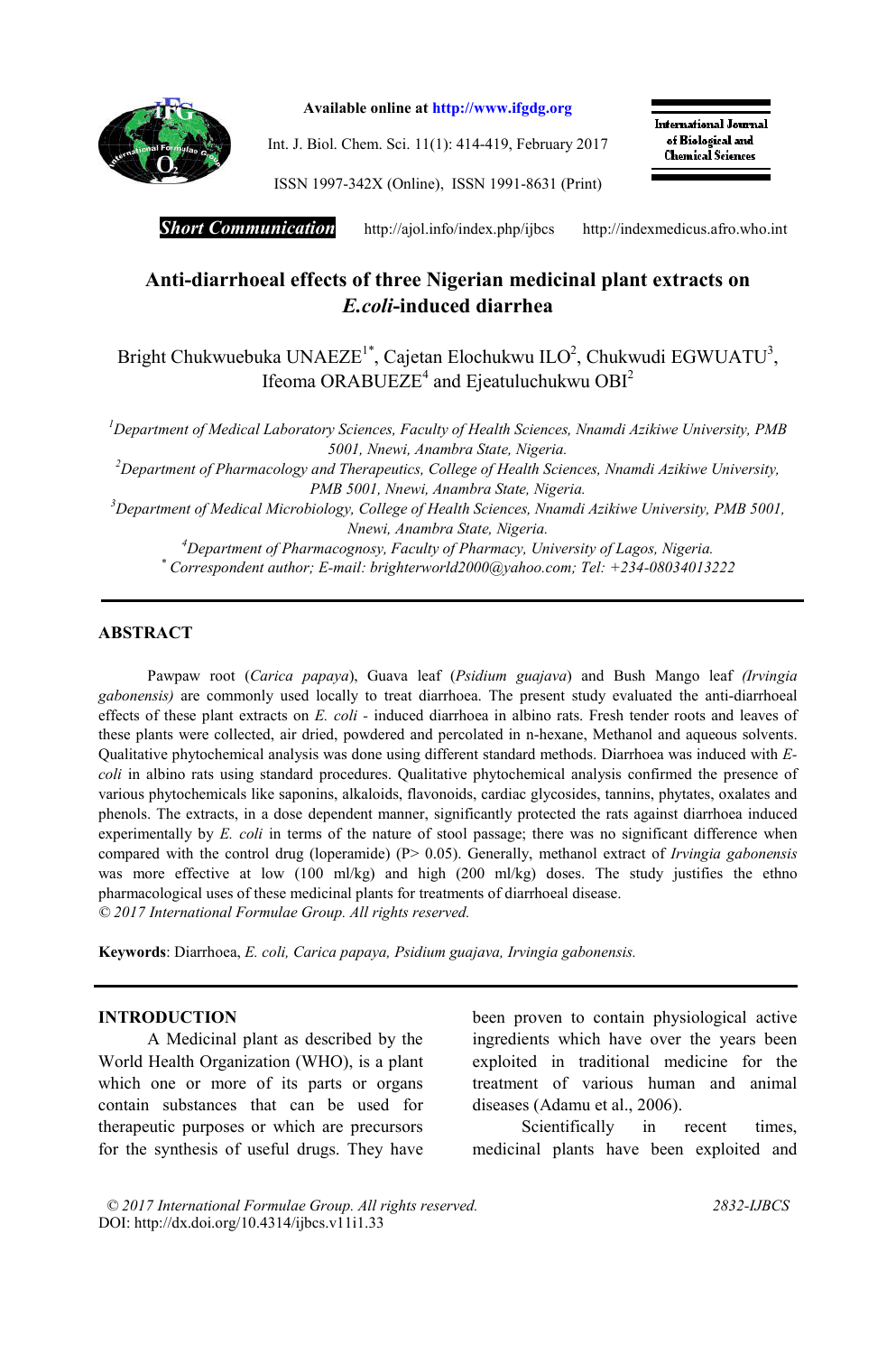Short Communication

# Anti-diarrhoeal effects of three Nigerian medicinal plant extracts on *E.coli*-induced diarrhea

Bright Chukwuebuka UNAEZE[1*], Cajetan Elochukwu ILO[2], Chukwudi EGWUATU[3], Ifeoma ORABUEZE[4] and Ejeatuluchukwu OBI[2]

[1]*Department of Medical Laboratory Sciences, Faculty of Health Sciences, Nnamdi Azikiwe University, PMB 5001, Nnewi, Anambra State, Nigeria.*

[2]*Department of Pharmacology and Therapeutics, College of Health Sciences, Nnamdi Azikiwe University, PMB 5001, Nnewi, Anambra State, Nigeria.*

[3]*Department of Medical Microbiology, College of Health Sciences, Nnamdi Azikiwe University, PMB 5001, Nnewi, Anambra State, Nigeria.*

[4]*Department of Pharmacognosy, Faculty of Pharmacy, University of Lagos, Nigeria.*

[*] *Correspondent author; E-mail: brighterworld2000@yahoo.com; Tel: +234-08034013222*

## ABSTRACT

Pawpaw root (*Carica papaya*), Guava leaf (*Psidium guajava*) and Bush Mango leaf *(Irvingia gabonensis)* are commonly used locally to treat diarrhoea. The present study evaluated the anti-diarrhoeal effects of these plant extracts on *E. coli* - induced diarrhoea in albino rats. Fresh tender roots and leaves of these plants were collected, air dried, powdered and percolated in n-hexane, Methanol and aqueous solvents. Qualitative phytochemical analysis was done using different standard methods. Diarrhoea was induced with *E-coli* in albino rats using standard procedures. Qualitative phytochemical analysis confirmed the presence of various phytochemicals like saponins, alkaloids, flavonoids, cardiac glycosides, tannins, phytates, oxalates and phenols. The extracts, in a dose dependent manner, significantly protected the rats against diarrhoea induced experimentally by *E. coli* in terms of the nature of stool passage; there was no significant difference when compared with the control drug (loperamide) (P> 0.05). Generally, methanol extract of *Irvingia gabonensis* was more effective at low (100 ml/kg) and high (200 ml/kg) doses. The study justifies the ethno pharmacological uses of these medicinal plants for treatments of diarrhoeal disease.

*© 2017 International Formulae Group. All rights reserved.*

**Keywords**: Diarrhoea, *E. coli, Carica papaya, Psidium guajava, Irvingia gabonensis.*

## INTRODUCTION

A Medicinal plant as described by the World Health Organization (WHO), is a plant which one or more of its parts or organs contain substances that can be used for therapeutic purposes or which are precursors for the synthesis of useful drugs. They have been proven to contain physiological active ingredients which have over the years been exploited in traditional medicine for the treatment of various human and animal diseases (Adamu et al., 2006).

Scientifically in recent times, medicinal plants have been exploited and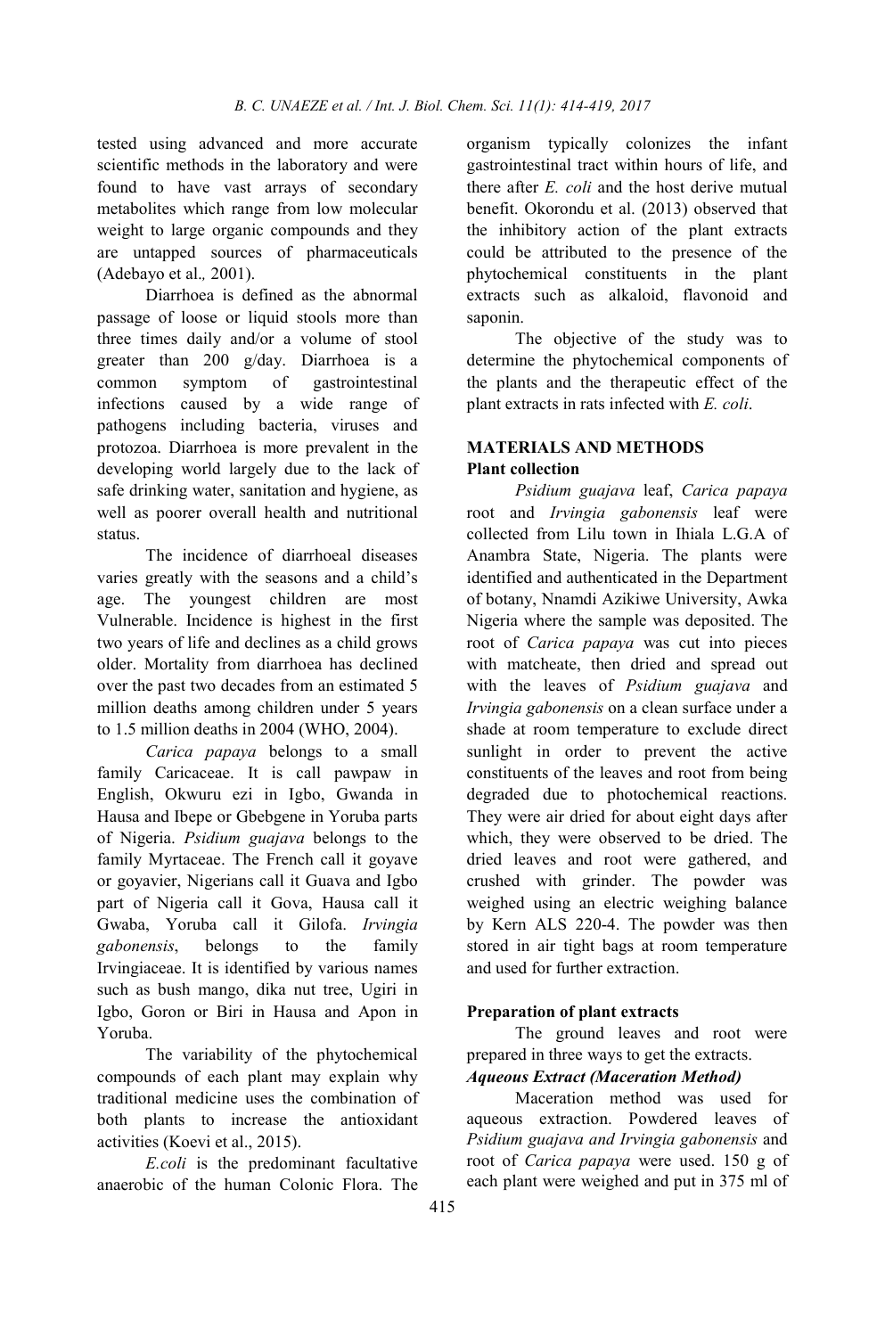tested using advanced and more accurate scientific methods in the laboratory and were found to have vast arrays of secondary metabolites which range from low molecular weight to large organic compounds and they are untapped sources of pharmaceuticals (Adebayo et al*.,* 2001).

Diarrhoea is defined as the abnormal passage of loose or liquid stools more than three times daily and/or a volume of stool greater than 200 g/day. Diarrhoea is a common symptom of gastrointestinal infections caused by a wide range of pathogens including bacteria, viruses and protozoa. Diarrhoea is more prevalent in the developing world largely due to the lack of safe drinking water, sanitation and hygiene, as well as poorer overall health and nutritional status.

The incidence of diarrhoeal diseases varies greatly with the seasons and a child's age. The youngest children are most Vulnerable. Incidence is highest in the first two years of life and declines as a child grows older. Mortality from diarrhoea has declined over the past two decades from an estimated 5 million deaths among children under 5 years to 1.5 million deaths in 2004 (WHO, 2004).

*Carica papaya* belongs to a small family Caricaceae. It is call pawpaw in English, Okwuru ezi in Igbo, Gwanda in Hausa and Ibepe or Gbebgene in Yoruba parts of Nigeria. *Psidium guajava* belongs to the family Myrtaceae. The French call it goyave or goyavier, Nigerians call it Guava and Igbo part of Nigeria call it Gova, Hausa call it Gwaba, Yoruba call it Gilofa. *Irvingia gabonensis*, belongs to the family Irvingiaceae. It is identified by various names such as bush mango, dika nut tree, Ugiri in Igbo, Goron or Biri in Hausa and Apon in Yoruba.

The variability of the phytochemical compounds of each plant may explain why traditional medicine uses the combination of both plants to increase the antioxidant activities (Koevi et al., 2015).

*E.coli* is the predominant facultative anaerobic of the human Colonic Flora. The organism typically colonizes the infant gastrointestinal tract within hours of life, and there after *E. coli* and the host derive mutual benefit. Okorondu et al. (2013) observed that the inhibitory action of the plant extracts could be attributed to the presence of the phytochemical constituents in the plant extracts such as alkaloid, flavonoid and saponin.

The objective of the study was to determine the phytochemical components of the plants and the therapeutic effect of the plant extracts in rats infected with *E. coli*.

## MATERIALS AND METHODS

### Plant collection

*Psidium guajava* leaf, *Carica papaya* root and *Irvingia gabonensis* leaf were collected from Lilu town in Ihiala L.G.A of Anambra State, Nigeria. The plants were identified and authenticated in the Department of botany, Nnamdi Azikiwe University, Awka Nigeria where the sample was deposited. The root of *Carica papaya* was cut into pieces with matcheate, then dried and spread out with the leaves of *Psidium guajava* and *Irvingia gabonensis* on a clean surface under a shade at room temperature to exclude direct sunlight in order to prevent the active constituents of the leaves and root from being degraded due to photochemical reactions. They were air dried for about eight days after which, they were observed to be dried. The dried leaves and root were gathered, and crushed with grinder. The powder was weighed using an electric weighing balance by Kern ALS 220-4. The powder was then stored in air tight bags at room temperature and used for further extraction.

### Preparation of plant extracts

The ground leaves and root were prepared in three ways to get the extracts.

***Aqueous Extract (Maceration Method)***

Maceration method was used for aqueous extraction. Powdered leaves of *Psidium guajava and Irvingia gabonensis* and root of *Carica papaya* were used. 150 g of each plant were weighed and put in 375 ml of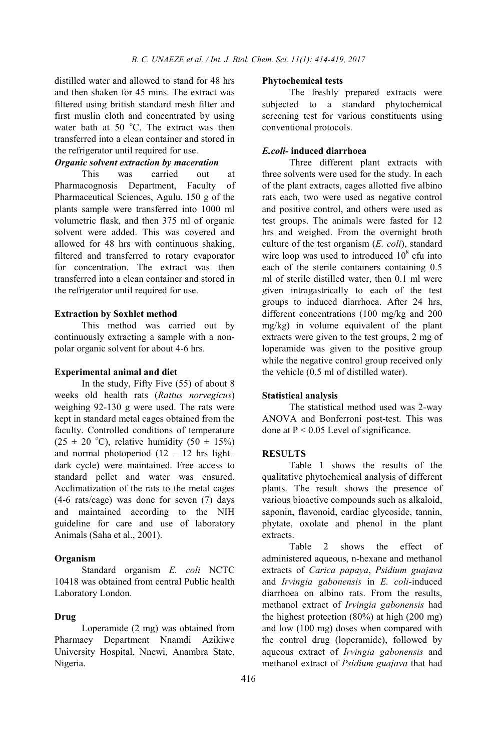distilled water and allowed to stand for 48 hrs and then shaken for 45 mins. The extract was filtered using british standard mesh filter and first muslin cloth and concentrated by using water bath at 50 °C. The extract was then transferred into a clean container and stored in the refrigerator until required for use.

### *Organic solvent extraction by maceration*

This was carried out at Pharmacognosis Department, Faculty of Pharmaceutical Sciences, Agulu. 150 g of the plants sample were transferred into 1000 ml volumetric flask, and then 375 ml of organic solvent were added. This was covered and allowed for 48 hrs with continuous shaking, filtered and transferred to rotary evaporator for concentration. The extract was then transferred into a clean container and stored in the refrigerator until required for use.

### Extraction by Soxhlet method

This method was carried out by continuously extracting a sample with a non-polar organic solvent for about 4-6 hrs.

### Experimental animal and diet

In the study, Fifty Five (55) of about 8 weeks old health rats (*Rattus norvegicus*) weighing 92-130 g were used. The rats were kept in standard metal cages obtained from the faculty. Controlled conditions of temperature (25 ± 20 °C), relative humidity (50 ± 15%) and normal photoperiod (12 – 12 hrs light–dark cycle) were maintained. Free access to standard pellet and water was ensured. Acclimatization of the rats to the metal cages (4-6 rats/cage) was done for seven (7) days and maintained according to the NIH guideline for care and use of laboratory Animals (Saha et al., 2001).

### Organism

Standard organism *E. coli* NCTC 10418 was obtained from central Public health Laboratory London.

### Drug

Loperamide (2 mg) was obtained from Pharmacy Department Nnamdi Azikiwe University Hospital, Nnewi, Anambra State, Nigeria.

### Phytochemical tests

The freshly prepared extracts were subjected to a standard phytochemical screening test for various constituents using conventional protocols.

### *E.coli-* induced diarrhoea

Three different plant extracts with three solvents were used for the study. In each of the plant extracts, cages allotted five albino rats each, two were used as negative control and positive control, and others were used as test groups. The animals were fasted for 12 hrs and weighed. From the overnight broth culture of the test organism (*E. coli*), standard wire loop was used to introduced $10^8$ cfu into each of the sterile containers containing 0.5 ml of sterile distilled water, then 0.1 ml were given intragastrically to each of the test groups to induced diarrhoea. After 24 hrs, different concentrations (100 mg/kg and 200 mg/kg) in volume equivalent of the plant extracts were given to the test groups, 2 mg of loperamide was given to the positive group while the negative control group received only the vehicle (0.5 ml of distilled water).

### Statistical analysis

The statistical method used was 2-way ANOVA and Bonferroni post-test. This was done at $P < 0.05$ Level of significance.

## RESULTS

Table 1 shows the results of the qualitative phytochemical analysis of different plants. The result shows the presence of various bioactive compounds such as alkaloid, saponin, flavonoid, cardiac glycoside, tannin, phytate, oxolate and phenol in the plant extracts.

Table 2 shows the effect of administered aqueous, n-hexane and methanol extracts of *Carica papaya*, *Psidium guajava* and *Irvingia gabonensis* in *E. coli*-induced diarrhoea on albino rats. From the results, methanol extract of *Irvingia gabonensis* had the highest protection (80%) at high (200 mg) and low (100 mg) doses when compared with the control drug (loperamide), followed by aqueous extract of *Irvingia gabonensis* and methanol extract of *Psidium guajava* that had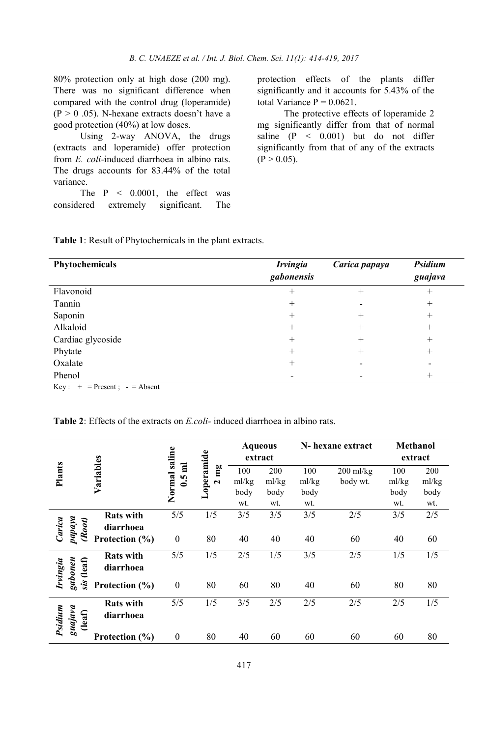80% protection only at high dose (200 mg). There was no significant difference when compared with the control drug (loperamide) ($P > 0.05$). N-hexane extracts doesn't have a good protection (40%) at low doses.

Using 2-way ANOVA, the drugs (extracts and loperamide) offer protection from *E. coli*-induced diarrhoea in albino rats. The drugs accounts for 83.44% of the total variance.

The $P < 0.0001$, the effect was considered extremely significant. The protection effects of the plants differ significantly and it accounts for 5.43% of the total Variance $P = 0.0621$.

The protective effects of loperamide 2 mg significantly differ from that of normal saline ($P < 0.001$) but do not differ significantly from that of any of the extracts ($P > 0.05$).

**Table 1**: Result of Phytochemicals in the plant extracts.

| Phytochemicals | *Irvingia gabonensis* | *Carica papaya* | *Psidium guajava* |
|---|---|---|---|
| Flavonoid | + | + | + |
| Tannin | + | - | + |
| Saponin | + | + | + |
| Alkaloid | + | + | + |
| Cardiac glycoside | + | + | + |
| Phytate | + | + | + |
| Oxalate | + | - | - |
| Phenol | - | - | + |

Key : + = Present ; - = Absent

**Table 2**: Effects of the extracts on *E.coli*- induced diarrhoea in albino rats.

| Plants | Variables | Normal saline 0.5 ml | Loperamide 2 mg | Aqueous extract | | N- hexane extract | | Methanol extract | |
|---|---|---|---|---|---|---|---|---|---|
| | | | | 100 ml/kg body wt. | 200 ml/kg body wt. | 100 ml/kg body wt. | 200 ml/kg body wt. | 100 ml/kg body wt. | 200 ml/kg body wt. |
| *Carica papaya (Root)* | **Rats with diarrhoea** | 5/5 | 1/5 | 3/5 | 3/5 | 3/5 | 2/5 | 3/5 | 2/5 |
| | **Protection (%)** | 0 | 80 | 40 | 40 | 40 | 60 | 40 | 60 |
| *Irvingia gabonensis* (leaf) | **Rats with diarrhoea** | 5/5 | 1/5 | 2/5 | 1/5 | 3/5 | 2/5 | 1/5 | 1/5 |
| | **Protection (%)** | 0 | 80 | 60 | 80 | 40 | 60 | 80 | 80 |
| *Psidium guajava* (leaf) | **Rats with diarrhoea** | 5/5 | 1/5 | 3/5 | 2/5 | 2/5 | 2/5 | 2/5 | 1/5 |
| | **Protection (%)** | 0 | 80 | 40 | 60 | 60 | 60 | 60 | 80 |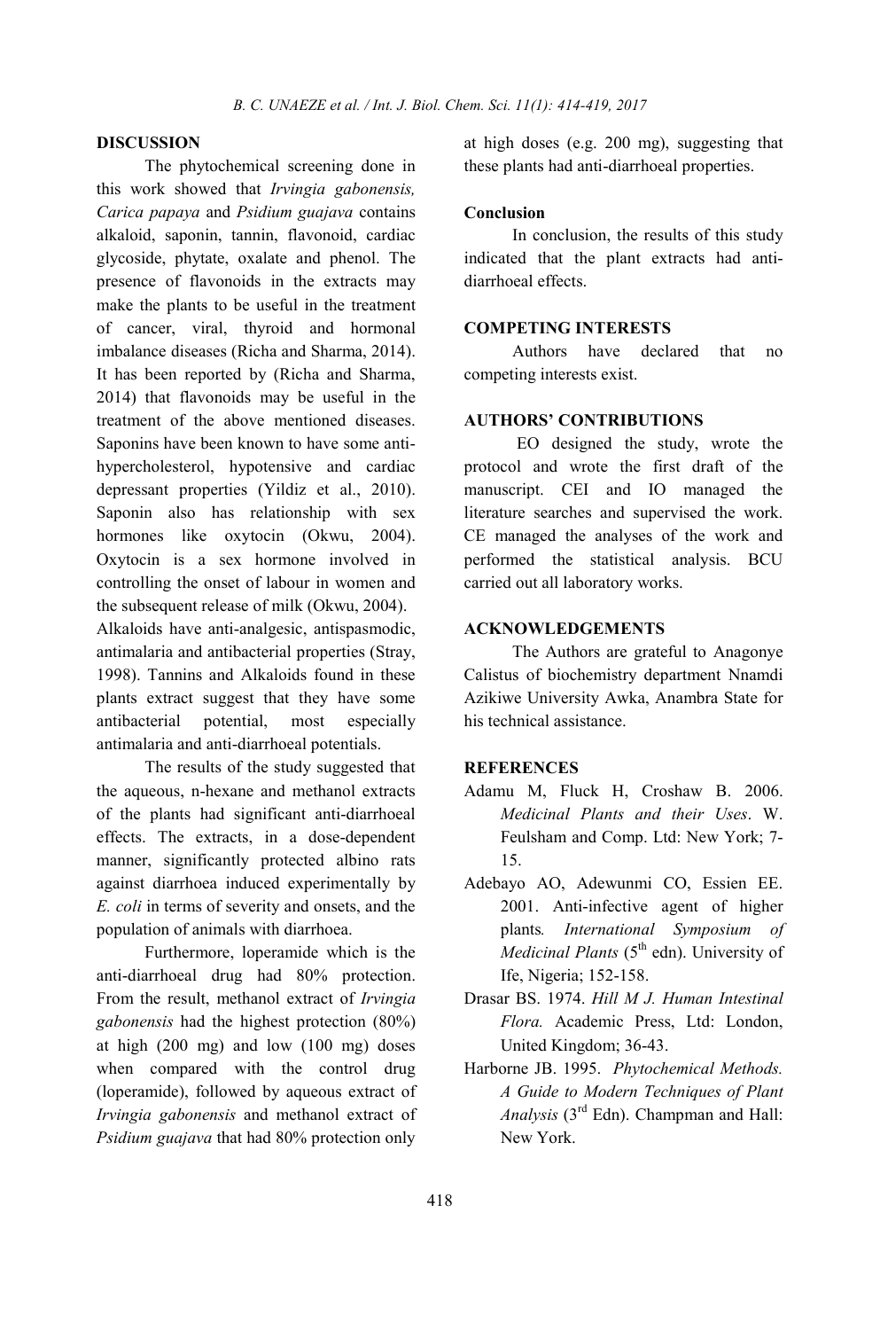## DISCUSSION

The phytochemical screening done in this work showed that *Irvingia gabonensis, Carica papaya* and *Psidium guajava* contains alkaloid, saponin, tannin, flavonoid, cardiac glycoside, phytate, oxalate and phenol. The presence of flavonoids in the extracts may make the plants to be useful in the treatment of cancer, viral, thyroid and hormonal imbalance diseases (Richa and Sharma, 2014). It has been reported by (Richa and Sharma, 2014) that flavonoids may be useful in the treatment of the above mentioned diseases. Saponins have been known to have some anti-hypercholesterol, hypotensive and cardiac depressant properties (Yildiz et al., 2010). Saponin also has relationship with sex hormones like oxytocin (Okwu, 2004). Oxytocin is a sex hormone involved in controlling the onset of labour in women and the subsequent release of milk (Okwu, 2004). Alkaloids have anti-analgesic, antispasmodic, antimalaria and antibacterial properties (Stray, 1998). Tannins and Alkaloids found in these plants extract suggest that they have some antibacterial potential, most especially antimalaria and anti-diarrhoeal potentials.

The results of the study suggested that the aqueous, n-hexane and methanol extracts of the plants had significant anti-diarrhoeal effects. The extracts, in a dose-dependent manner, significantly protected albino rats against diarrhoea induced experimentally by *E. coli* in terms of severity and onsets, and the population of animals with diarrhoea.

Furthermore, loperamide which is the anti-diarrhoeal drug had 80% protection. From the result, methanol extract of *Irvingia gabonensis* had the highest protection (80%) at high (200 mg) and low (100 mg) doses when compared with the control drug (loperamide), followed by aqueous extract of *Irvingia gabonensis* and methanol extract of *Psidium guajava* that had 80% protection only at high doses (e.g. 200 mg), suggesting that these plants had anti-diarrhoeal properties.

### Conclusion

In conclusion, the results of this study indicated that the plant extracts had anti-diarrhoeal effects.

## COMPETING INTERESTS

Authors have declared that no competing interests exist.

## AUTHORS' CONTRIBUTIONS

EO designed the study, wrote the protocol and wrote the first draft of the manuscript. CEI and IO managed the literature searches and supervised the work. CE managed the analyses of the work and performed the statistical analysis. BCU carried out all laboratory works.

## ACKNOWLEDGEMENTS

The Authors are grateful to Anagonye Calistus of biochemistry department Nnamdi Azikiwe University Awka, Anambra State for his technical assistance.

## REFERENCES

Adamu M, Fluck H, Croshaw B. 2006. *Medicinal Plants and their Uses*. W. Feulsham and Comp. Ltd: New York; 7-15.

Adebayo AO, Adewunmi CO, Essien EE. 2001. Anti-infective agent of higher plants*. International Symposium of Medicinal Plants* (5th edn). University of Ife, Nigeria; 152-158.

Drasar BS. 1974. *Hill M J. Human Intestinal Flora.* Academic Press, Ltd: London, United Kingdom; 36-43.

Harborne JB. 1995. *Phytochemical Methods. A Guide to Modern Techniques of Plant Analysis* (3rd Edn). Champman and Hall: New York.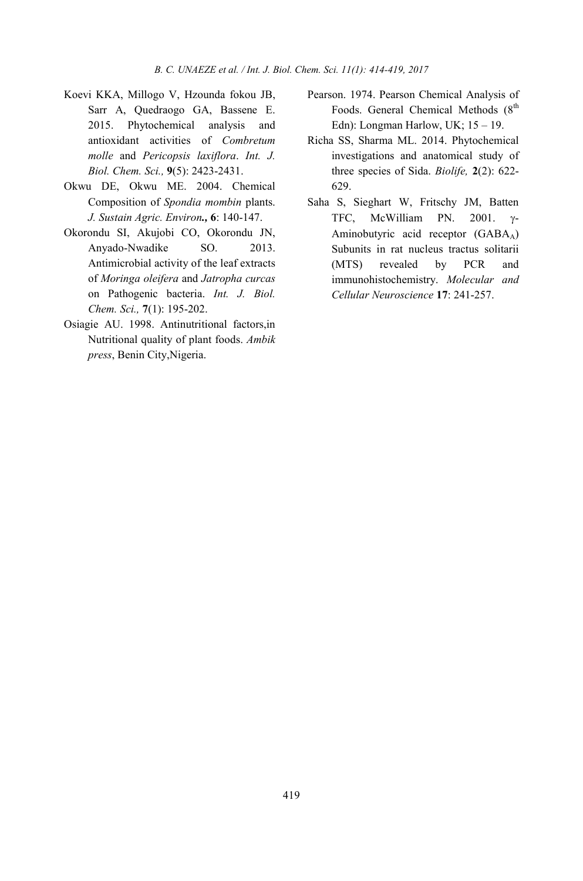Koevi KKA, Millogo V, Hzounda fokou JB, Sarr A, Quedraogo GA, Bassene E. 2015. Phytochemical analysis and antioxidant activities of *Combretum molle* and *Pericopsis laxiflora*. *Int. J. Biol. Chem. Sci.,* **9**(5): 2423-2431.

Okwu DE, Okwu ME. 2004. Chemical Composition of *Spondia mombin* plants. *J. Sustain Agric. Environ*., **6**: 140-147.

Okorondu SI, Akujobi CO, Okorondu JN, Anyado-Nwadike SO. 2013. Antimicrobial activity of the leaf extracts of *Moringa oleifera* and *Jatropha curcas* on Pathogenic bacteria. *Int. J. Biol. Chem. Sci.,* **7**(1): 195-202.

Osiagie AU. 1998. Antinutritional factors,in Nutritional quality of plant foods. *Ambik press*, Benin City,Nigeria.

Pearson. 1974. Pearson Chemical Analysis of Foods. General Chemical Methods ($8^{th}$ Edn): Longman Harlow, UK; 15 – 19.

Richa SS, Sharma ML. 2014. Phytochemical investigations and anatomical study of three species of Sida. *Biolife,* **2**(2): 622-629.

Saha S, Sieghart W, Fritschy JM, Batten TFC, McWilliam PN. 2001. γ-Aminobutyric acid receptor ($GABA_A$) Subunits in rat nucleus tractus solitarii (MTS) revealed by PCR and immunohistochemistry. *Molecular and Cellular Neuroscience* **17**: 241-257.